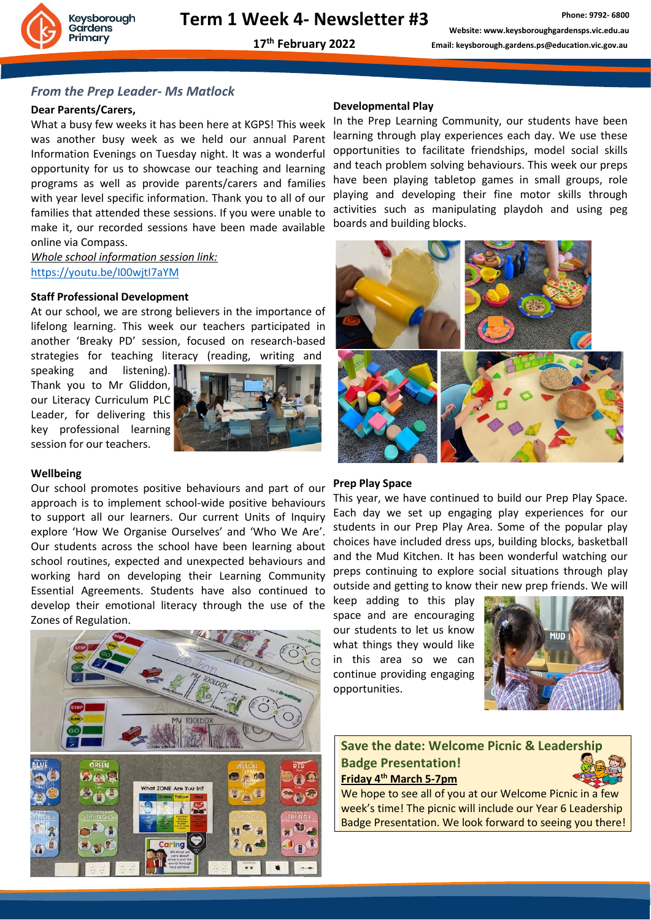# Term 1 Week 4- Newsletter #3

**17th February 2022**

Phone: 9792- 6800
Website: www.keysboroughgardensps.vic.edu.au
Email: keysborough.gardens.ps@education.vic.gov.au

## *From the Prep Leader- Ms Matlock*

**Dear Parents/Carers,**

What a busy few weeks it has been here at KGPS! This week was another busy week as we held our annual Parent Information Evenings on Tuesday night. It was a wonderful opportunity for us to showcase our teaching and learning programs as well as provide parents/carers and families with year level specific information. Thank you to all of our families that attended these sessions. If you were unable to make it, our recorded sessions have been made available online via Compass.

*Whole school information session link:*
https://youtu.be/l00wjtI7aYM

### Staff Professional Development

At our school, we are strong believers in the importance of lifelong learning. This week our teachers participated in another 'Breaky PD' session, focused on research-based strategies for teaching literacy (reading, writing and speaking and listening). Thank you to Mr Gliddon, our Literacy Curriculum PLC Leader, for delivering this key professional learning session for our teachers.

### Wellbeing

Our school promotes positive behaviours and part of our approach is to implement school-wide positive behaviours to support all our learners. Our current Units of Inquiry explore 'How We Organise Ourselves' and 'Who We Are'. Our students across the school have been learning about school routines, expected and unexpected behaviours and working hard on developing their Learning Community Essential Agreements. Students have also continued to develop their emotional literacy through the use of the Zones of Regulation.

### Developmental Play

In the Prep Learning Community, our students have been learning through play experiences each day. We use these opportunities to facilitate friendships, model social skills and teach problem solving behaviours. This week our preps have been playing tabletop games in small groups, role playing and developing their fine motor skills through activities such as manipulating playdoh and using peg boards and building blocks.

### Prep Play Space

This year, we have continued to build our Prep Play Space. Each day we set up engaging play experiences for our students in our Prep Play Area. Some of the popular play choices have included dress ups, building blocks, basketball and the Mud Kitchen. It has been wonderful watching our preps continuing to explore social situations through play outside and getting to know their new prep friends. We will keep adding to this play space and are encouraging our students to let us know what things they would like in this area so we can continue providing engaging opportunities.

### Save the date: Welcome Picnic & Leadership Badge Presentation!

**Friday 4th March 5-7pm**

We hope to see all of you at our Welcome Picnic in a few week's time! The picnic will include our Year 6 Leadership Badge Presentation. We look forward to seeing you there!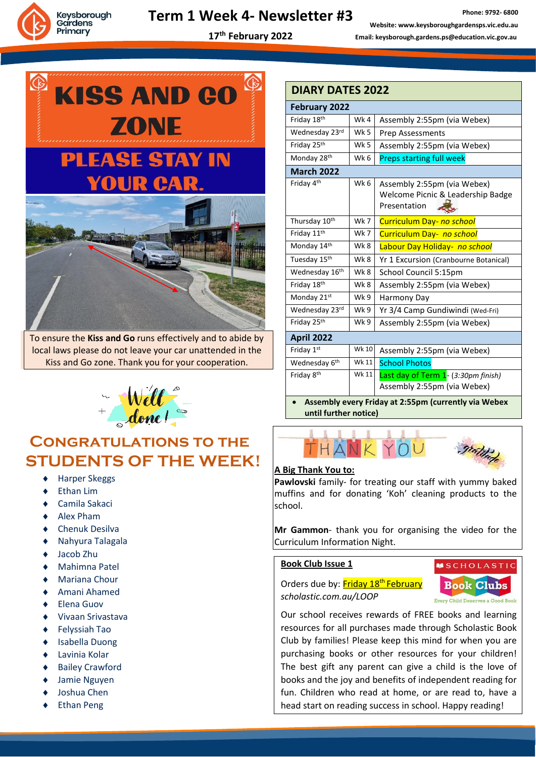# Term 1 Week 4- Newsletter #3

**17th February 2022**

# KISS AND GO ZONE

## PLEASE STAY IN YOUR CAR.

To ensure the **Kiss and Go** runs effectively and to abide by local laws please do not leave your car unattended in the Kiss and Go zone. Thank you for your cooperation.

## Congratulations to the Students of the Week!

- Harper Skeggs
- Ethan Lim
- Camila Sakaci
- Alex Pham
- Chenuk Desilva
- Nahyura Talagala
- Jacob Zhu
- Mahimna Patel
- Mariana Chour
- Amani Ahamed
- Elena Guov
- Vivaan Srivastava
- Felyssiah Tao
- Isabella Duong
- Lavinia Kolar
- Bailey Crawford
- Jamie Nguyen
- Joshua Chen
- Ethan Peng

## DIARY DATES 2022

| Date | Week | Event |
|---|---|---|
| **February 2022** | | |
| Friday 18th | Wk 4 | Assembly 2:55pm (via Webex) |
| Wednesday 23rd | Wk 5 | Prep Assessments |
| Friday 25th | Wk 5 | Assembly 2:55pm (via Webex) |
| Monday 28th | Wk 6 | Preps starting full week |
| **March 2022** | | |
| Friday 4th | Wk 6 | Assembly 2:55pm (via Webex) Welcome Picnic & Leadership Badge Presentation |
| Thursday 10th | Wk 7 | Curriculum Day- *no school* |
| Friday 11th | Wk 7 | Curriculum Day- *no school* |
| Monday 14th | Wk 8 | Labour Day Holiday- *no school* |
| Tuesday 15th | Wk 8 | Yr 1 Excursion (Cranbourne Botanical) |
| Wednesday 16th | Wk 8 | School Council 5:15pm |
| Friday 18th | Wk 8 | Assembly 2:55pm (via Webex) |
| Monday 21st | Wk 9 | Harmony Day |
| Wednesday 23rd | Wk 9 | Yr 3/4 Camp Gundiwindi (Wed-Fri) |
| Friday 25th | Wk 9 | Assembly 2:55pm (via Webex) |
| **April 2022** | | |
| Friday 1st | Wk 10 | Assembly 2:55pm (via Webex) |
| Wednesday 6th | Wk 11 | School Photos |
| Friday 8th | Wk 11 | Last day of Term 1- (*3:30pm finish*) Assembly 2:55pm (via Webex) |

- **Assembly every Friday at 2:55pm (currently via Webex until further notice)**

## THANK YOU

**A Big Thank You to:**

**Pawlovski** family- for treating our staff with yummy baked muffins and for donating 'Koh' cleaning products to the school.

**Mr Gammon**- thank you for organising the video for the Curriculum Information Night.

## Book Club Issue 1

Orders due by: Friday 18th February

*scholastic.com.au/LOOP*

Our school receives rewards of FREE books and learning resources for all purchases made through Scholastic Book Club by families! Please keep this mind for when you are purchasing books or other resources for your children! The best gift any parent can give a child is the love of books and the joy and benefits of independent reading for fun. Children who read at home, or are read to, have a head start on reading success in school. Happy reading!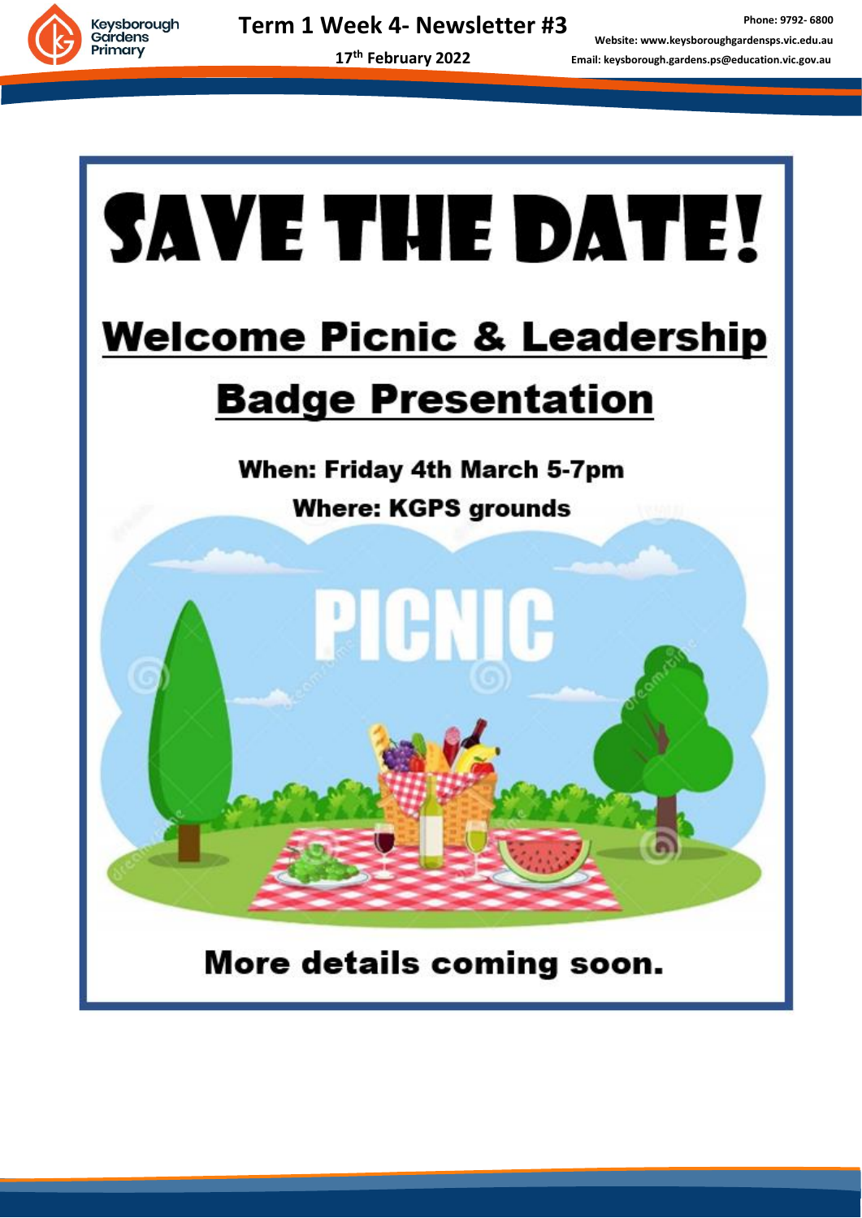# SAVE THE DATE!

## Welcome Picnic & Leadership Badge Presentation

**When: Friday 4th March 5-7pm**

**Where: KGPS grounds**

PICNIC

**More details coming soon.**